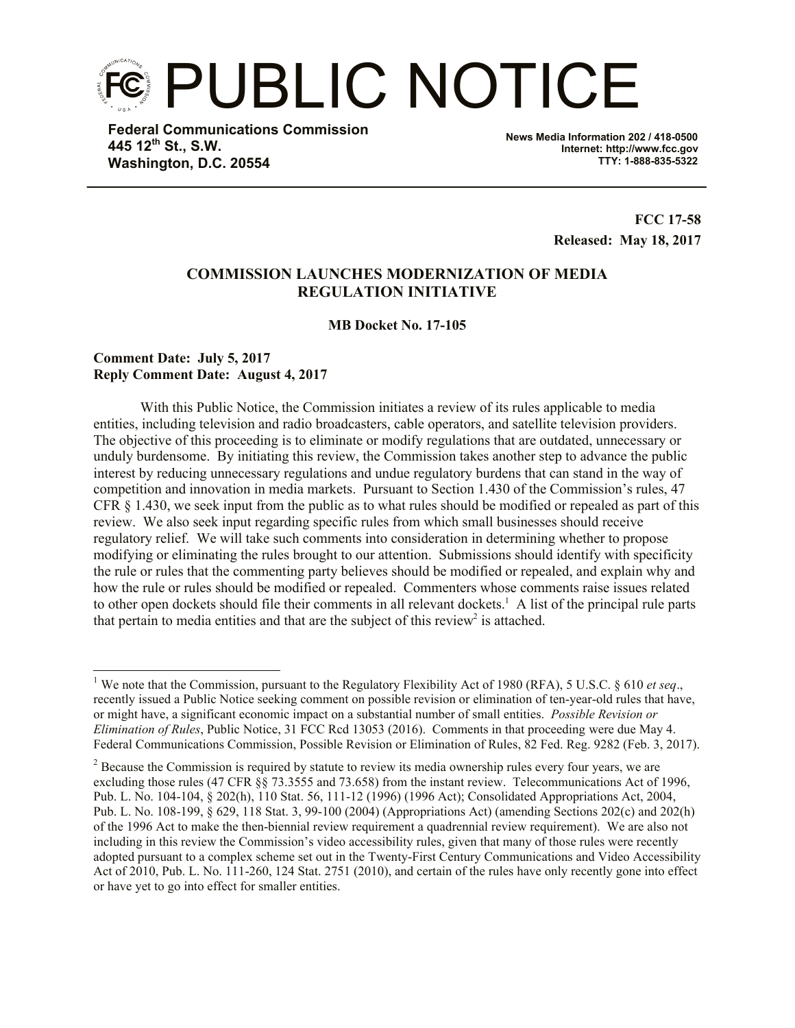# PUBLIC NOTICE

**Federal Communications Commission**
**445 12th St., S.W.**
**Washington, D.C. 20554**

**News Media Information 202 / 418-0500**
**Internet: http://www.fcc.gov**
**TTY: 1-888-835-5322**

**FCC 17-58**
**Released: May 18, 2017**

## COMMISSION LAUNCHES MODERNIZATION OF MEDIA REGULATION INITIATIVE

**MB Docket No. 17-105**

**Comment Date: July 5, 2017**
**Reply Comment Date: August 4, 2017**

With this Public Notice, the Commission initiates a review of its rules applicable to media entities, including television and radio broadcasters, cable operators, and satellite television providers. The objective of this proceeding is to eliminate or modify regulations that are outdated, unnecessary or unduly burdensome. By initiating this review, the Commission takes another step to advance the public interest by reducing unnecessary regulations and undue regulatory burdens that can stand in the way of competition and innovation in media markets. Pursuant to Section 1.430 of the Commission's rules, 47 CFR § 1.430, we seek input from the public as to what rules should be modified or repealed as part of this review. We also seek input regarding specific rules from which small businesses should receive regulatory relief. We will take such comments into consideration in determining whether to propose modifying or eliminating the rules brought to our attention. Submissions should identify with specificity the rule or rules that the commenting party believes should be modified or repealed, and explain why and how the rule or rules should be modified or repealed. Commenters whose comments raise issues related to other open dockets should file their comments in all relevant dockets.[1] A list of the principal rule parts that pertain to media entities and that are the subject of this review[2] is attached.

---

[1] We note that the Commission, pursuant to the Regulatory Flexibility Act of 1980 (RFA), 5 U.S.C. § 610 *et seq*., recently issued a Public Notice seeking comment on possible revision or elimination of ten-year-old rules that have, or might have, a significant economic impact on a substantial number of small entities. *Possible Revision or Elimination of Rules*, Public Notice, 31 FCC Rcd 13053 (2016). Comments in that proceeding were due May 4. Federal Communications Commission, Possible Revision or Elimination of Rules, 82 Fed. Reg. 9282 (Feb. 3, 2017).

[2] Because the Commission is required by statute to review its media ownership rules every four years, we are excluding those rules (47 CFR §§ 73.3555 and 73.658) from the instant review. Telecommunications Act of 1996, Pub. L. No. 104-104, § 202(h), 110 Stat. 56, 111-12 (1996) (1996 Act); Consolidated Appropriations Act, 2004, Pub. L. No. 108-199, § 629, 118 Stat. 3, 99-100 (2004) (Appropriations Act) (amending Sections 202(c) and 202(h) of the 1996 Act to make the then-biennial review requirement a quadrennial review requirement). We are also not including in this review the Commission's video accessibility rules, given that many of those rules were recently adopted pursuant to a complex scheme set out in the Twenty-First Century Communications and Video Accessibility Act of 2010, Pub. L. No. 111-260, 124 Stat. 2751 (2010), and certain of the rules have only recently gone into effect or have yet to go into effect for smaller entities.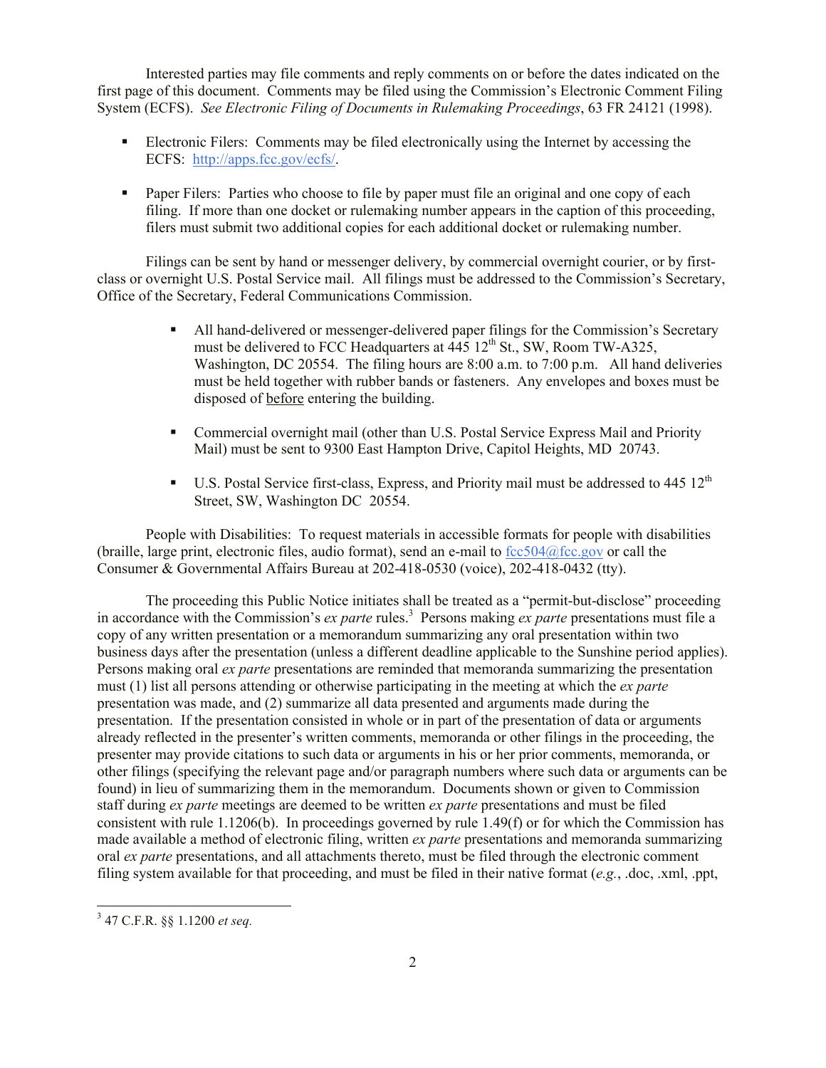Interested parties may file comments and reply comments on or before the dates indicated on the first page of this document. Comments may be filed using the Commission's Electronic Comment Filing System (ECFS). *See Electronic Filing of Documents in Rulemaking Proceedings*, 63 FR 24121 (1998).

- Electronic Filers: Comments may be filed electronically using the Internet by accessing the ECFS: http://apps.fcc.gov/ecfs/.

- Paper Filers: Parties who choose to file by paper must file an original and one copy of each filing. If more than one docket or rulemaking number appears in the caption of this proceeding, filers must submit two additional copies for each additional docket or rulemaking number.

Filings can be sent by hand or messenger delivery, by commercial overnight courier, or by first-class or overnight U.S. Postal Service mail. All filings must be addressed to the Commission's Secretary, Office of the Secretary, Federal Communications Commission.

- All hand-delivered or messenger-delivered paper filings for the Commission's Secretary must be delivered to FCC Headquarters at 445 12th St., SW, Room TW-A325, Washington, DC 20554. The filing hours are 8:00 a.m. to 7:00 p.m. All hand deliveries must be held together with rubber bands or fasteners. Any envelopes and boxes must be disposed of before entering the building.

- Commercial overnight mail (other than U.S. Postal Service Express Mail and Priority Mail) must be sent to 9300 East Hampton Drive, Capitol Heights, MD 20743.

- U.S. Postal Service first-class, Express, and Priority mail must be addressed to 445 12th Street, SW, Washington DC 20554.

People with Disabilities: To request materials in accessible formats for people with disabilities (braille, large print, electronic files, audio format), send an e-mail to fcc504@fcc.gov or call the Consumer & Governmental Affairs Bureau at 202-418-0530 (voice), 202-418-0432 (tty).

The proceeding this Public Notice initiates shall be treated as a "permit-but-disclose" proceeding in accordance with the Commission's *ex parte* rules.[3] Persons making *ex parte* presentations must file a copy of any written presentation or a memorandum summarizing any oral presentation within two business days after the presentation (unless a different deadline applicable to the Sunshine period applies). Persons making oral *ex parte* presentations are reminded that memoranda summarizing the presentation must (1) list all persons attending or otherwise participating in the meeting at which the *ex parte* presentation was made, and (2) summarize all data presented and arguments made during the presentation. If the presentation consisted in whole or in part of the presentation of data or arguments already reflected in the presenter's written comments, memoranda or other filings in the proceeding, the presenter may provide citations to such data or arguments in his or her prior comments, memoranda, or other filings (specifying the relevant page and/or paragraph numbers where such data or arguments can be found) in lieu of summarizing them in the memorandum. Documents shown or given to Commission staff during *ex parte* meetings are deemed to be written *ex parte* presentations and must be filed consistent with rule 1.1206(b). In proceedings governed by rule 1.49(f) or for which the Commission has made available a method of electronic filing, written *ex parte* presentations and memoranda summarizing oral *ex parte* presentations, and all attachments thereto, must be filed through the electronic comment filing system available for that proceeding, and must be filed in their native format (*e.g.*, .doc, .xml, .ppt,

[3] 47 C.F.R. §§ 1.1200 *et seq.*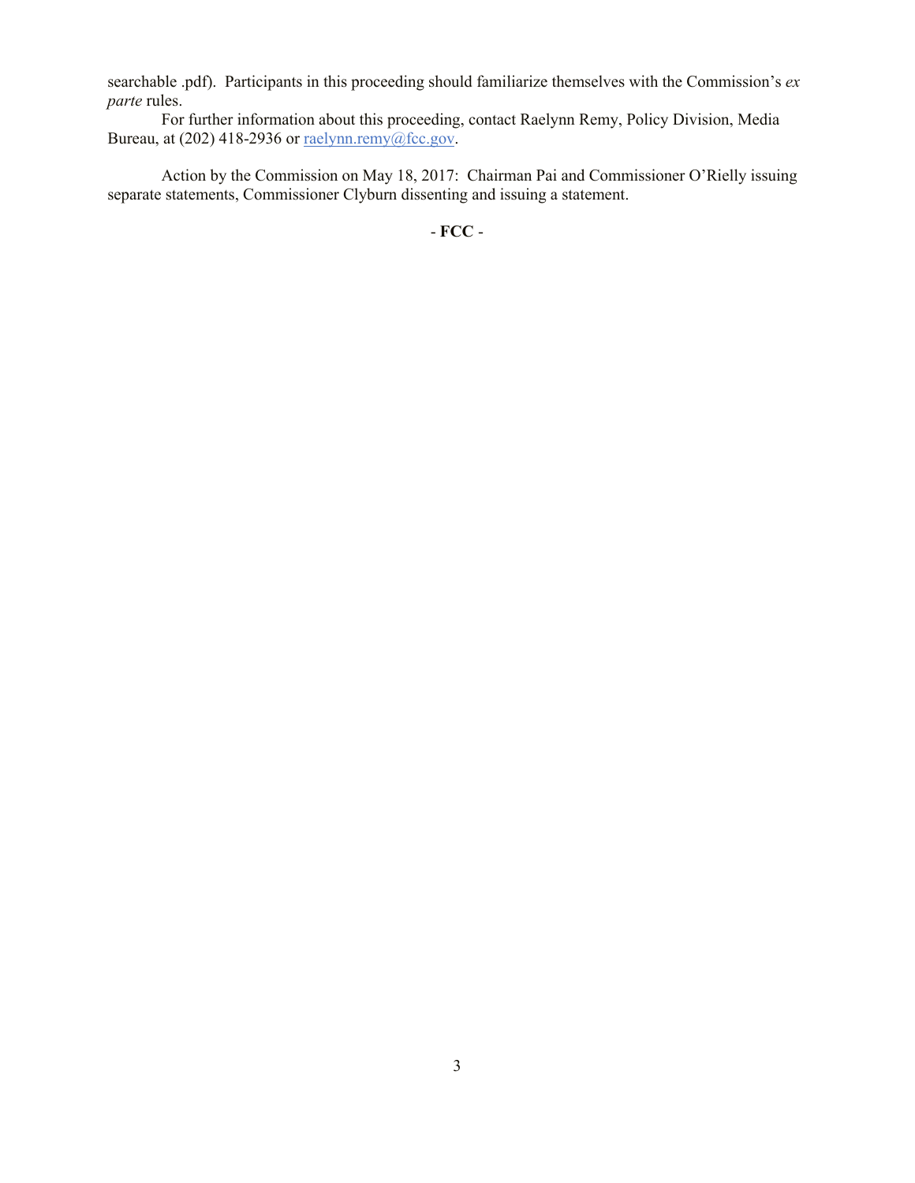searchable .pdf). Participants in this proceeding should familiarize themselves with the Commission's *ex parte* rules.

For further information about this proceeding, contact Raelynn Remy, Policy Division, Media Bureau, at (202) 418-2936 or raelynn.remy@fcc.gov.

Action by the Commission on May 18, 2017: Chairman Pai and Commissioner O'Rielly issuing separate statements, Commissioner Clyburn dissenting and issuing a statement.

- **FCC** -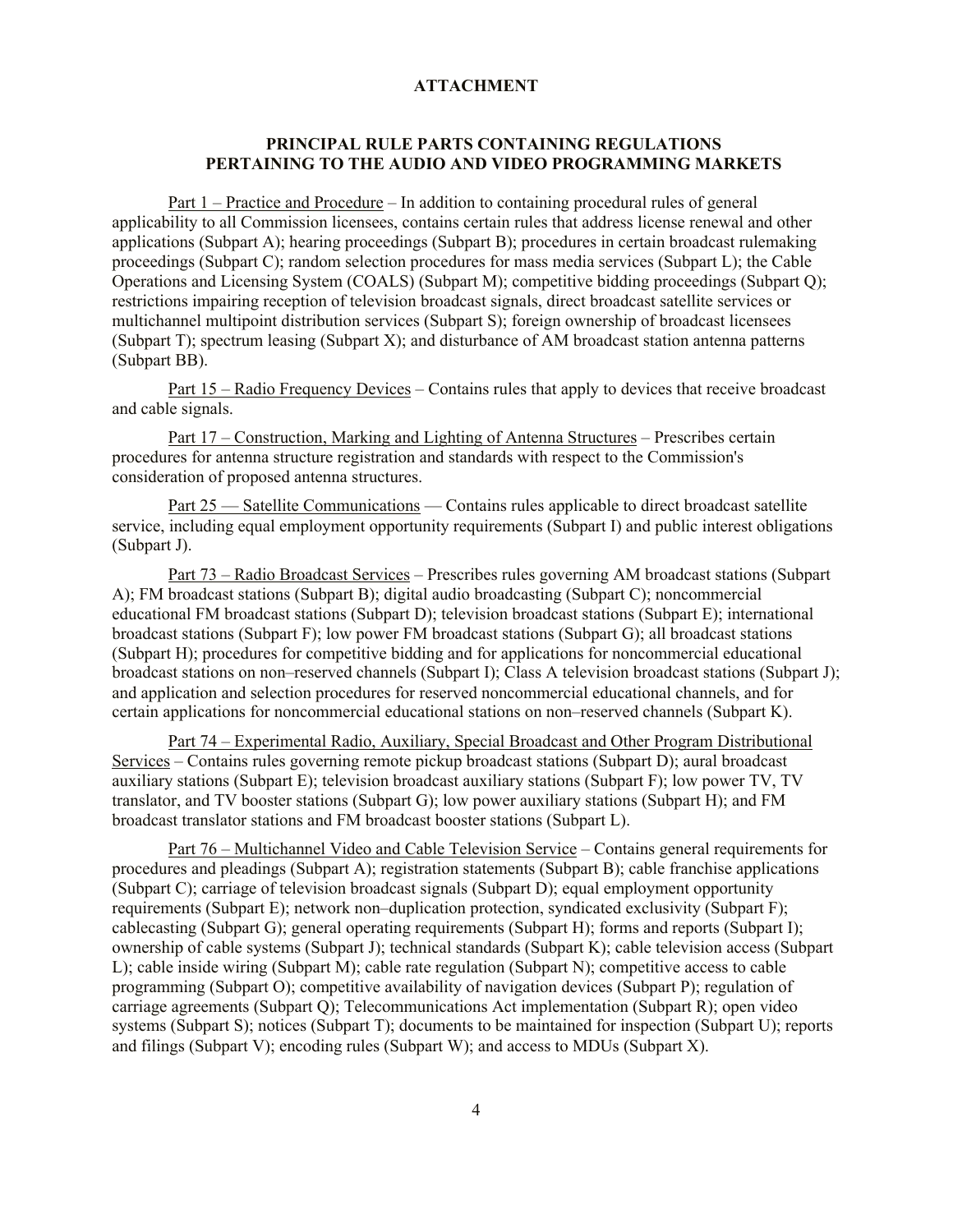## ATTACHMENT

### PRINCIPAL RULE PARTS CONTAINING REGULATIONS PERTAINING TO THE AUDIO AND VIDEO PROGRAMMING MARKETS

Part 1 – Practice and Procedure – In addition to containing procedural rules of general applicability to all Commission licensees, contains certain rules that address license renewal and other applications (Subpart A); hearing proceedings (Subpart B); procedures in certain broadcast rulemaking proceedings (Subpart C); random selection procedures for mass media services (Subpart L); the Cable Operations and Licensing System (COALS) (Subpart M); competitive bidding proceedings (Subpart Q); restrictions impairing reception of television broadcast signals, direct broadcast satellite services or multichannel multipoint distribution services (Subpart S); foreign ownership of broadcast licensees (Subpart T); spectrum leasing (Subpart X); and disturbance of AM broadcast station antenna patterns (Subpart BB).

Part 15 – Radio Frequency Devices – Contains rules that apply to devices that receive broadcast and cable signals.

Part 17 – Construction, Marking and Lighting of Antenna Structures – Prescribes certain procedures for antenna structure registration and standards with respect to the Commission's consideration of proposed antenna structures.

Part 25 — Satellite Communications — Contains rules applicable to direct broadcast satellite service, including equal employment opportunity requirements (Subpart I) and public interest obligations (Subpart J).

Part 73 – Radio Broadcast Services – Prescribes rules governing AM broadcast stations (Subpart A); FM broadcast stations (Subpart B); digital audio broadcasting (Subpart C); noncommercial educational FM broadcast stations (Subpart D); television broadcast stations (Subpart E); international broadcast stations (Subpart F); low power FM broadcast stations (Subpart G); all broadcast stations (Subpart H); procedures for competitive bidding and for applications for noncommercial educational broadcast stations on non–reserved channels (Subpart I); Class A television broadcast stations (Subpart J); and application and selection procedures for reserved noncommercial educational channels, and for certain applications for noncommercial educational stations on non–reserved channels (Subpart K).

Part 74 – Experimental Radio, Auxiliary, Special Broadcast and Other Program Distributional Services – Contains rules governing remote pickup broadcast stations (Subpart D); aural broadcast auxiliary stations (Subpart E); television broadcast auxiliary stations (Subpart F); low power TV, TV translator, and TV booster stations (Subpart G); low power auxiliary stations (Subpart H); and FM broadcast translator stations and FM broadcast booster stations (Subpart L).

Part 76 – Multichannel Video and Cable Television Service – Contains general requirements for procedures and pleadings (Subpart A); registration statements (Subpart B); cable franchise applications (Subpart C); carriage of television broadcast signals (Subpart D); equal employment opportunity requirements (Subpart E); network non–duplication protection, syndicated exclusivity (Subpart F); cablecasting (Subpart G); general operating requirements (Subpart H); forms and reports (Subpart I); ownership of cable systems (Subpart J); technical standards (Subpart K); cable television access (Subpart L); cable inside wiring (Subpart M); cable rate regulation (Subpart N); competitive access to cable programming (Subpart O); competitive availability of navigation devices (Subpart P); regulation of carriage agreements (Subpart Q); Telecommunications Act implementation (Subpart R); open video systems (Subpart S); notices (Subpart T); documents to be maintained for inspection (Subpart U); reports and filings (Subpart V); encoding rules (Subpart W); and access to MDUs (Subpart X).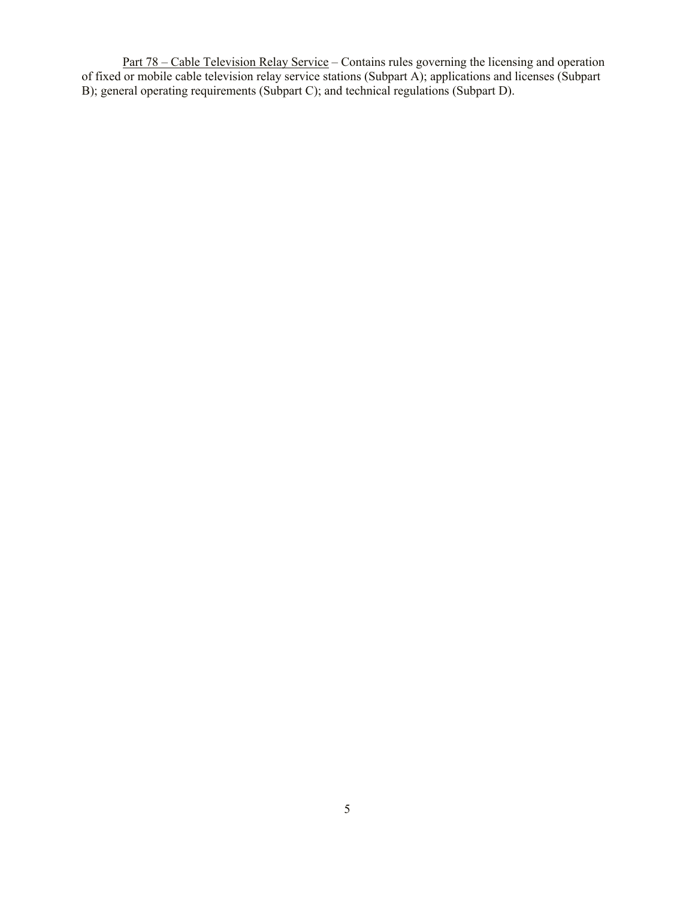Part 78 – Cable Television Relay Service – Contains rules governing the licensing and operation of fixed or mobile cable television relay service stations (Subpart A); applications and licenses (Subpart B); general operating requirements (Subpart C); and technical regulations (Subpart D).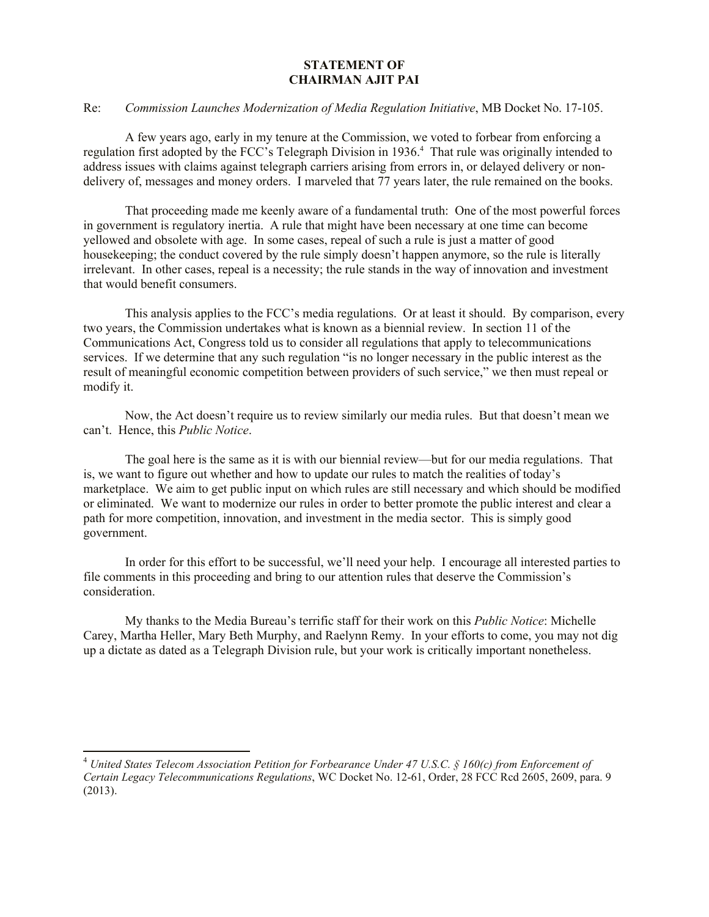**STATEMENT OF**
**CHAIRMAN AJIT PAI**

Re: *Commission Launches Modernization of Media Regulation Initiative*, MB Docket No. 17-105.

A few years ago, early in my tenure at the Commission, we voted to forbear from enforcing a regulation first adopted by the FCC's Telegraph Division in 1936.[4] That rule was originally intended to address issues with claims against telegraph carriers arising from errors in, or delayed delivery or non-delivery of, messages and money orders. I marveled that 77 years later, the rule remained on the books.

That proceeding made me keenly aware of a fundamental truth: One of the most powerful forces in government is regulatory inertia. A rule that might have been necessary at one time can become yellowed and obsolete with age. In some cases, repeal of such a rule is just a matter of good housekeeping; the conduct covered by the rule simply doesn't happen anymore, so the rule is literally irrelevant. In other cases, repeal is a necessity; the rule stands in the way of innovation and investment that would benefit consumers.

This analysis applies to the FCC's media regulations. Or at least it should. By comparison, every two years, the Commission undertakes what is known as a biennial review. In section 11 of the Communications Act, Congress told us to consider all regulations that apply to telecommunications services. If we determine that any such regulation "is no longer necessary in the public interest as the result of meaningful economic competition between providers of such service," we then must repeal or modify it.

Now, the Act doesn't require us to review similarly our media rules. But that doesn't mean we can't. Hence, this *Public Notice*.

The goal here is the same as it is with our biennial review—but for our media regulations. That is, we want to figure out whether and how to update our rules to match the realities of today's marketplace. We aim to get public input on which rules are still necessary and which should be modified or eliminated. We want to modernize our rules in order to better promote the public interest and clear a path for more competition, innovation, and investment in the media sector. This is simply good government.

In order for this effort to be successful, we'll need your help. I encourage all interested parties to file comments in this proceeding and bring to our attention rules that deserve the Commission's consideration.

My thanks to the Media Bureau's terrific staff for their work on this *Public Notice*: Michelle Carey, Martha Heller, Mary Beth Murphy, and Raelynn Remy. In your efforts to come, you may not dig up a dictate as dated as a Telegraph Division rule, but your work is critically important nonetheless.

---

[4] *United States Telecom Association Petition for Forbearance Under 47 U.S.C. § 160(c) from Enforcement of Certain Legacy Telecommunications Regulations*, WC Docket No. 12-61, Order, 28 FCC Rcd 2605, 2609, para. 9 (2013).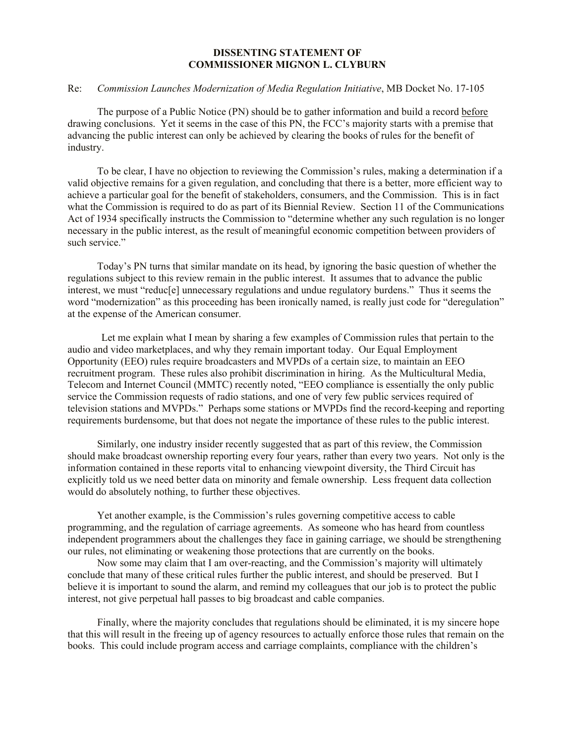**DISSENTING STATEMENT OF**
**COMMISSIONER MIGNON L. CLYBURN**

Re: *Commission Launches Modernization of Media Regulation Initiative*, MB Docket No. 17-105

The purpose of a Public Notice (PN) should be to gather information and build a record before drawing conclusions. Yet it seems in the case of this PN, the FCC's majority starts with a premise that advancing the public interest can only be achieved by clearing the books of rules for the benefit of industry.

To be clear, I have no objection to reviewing the Commission's rules, making a determination if a valid objective remains for a given regulation, and concluding that there is a better, more efficient way to achieve a particular goal for the benefit of stakeholders, consumers, and the Commission. This is in fact what the Commission is required to do as part of its Biennial Review. Section 11 of the Communications Act of 1934 specifically instructs the Commission to "determine whether any such regulation is no longer necessary in the public interest, as the result of meaningful economic competition between providers of such service."

Today's PN turns that similar mandate on its head, by ignoring the basic question of whether the regulations subject to this review remain in the public interest. It assumes that to advance the public interest, we must "reduc[e] unnecessary regulations and undue regulatory burdens." Thus it seems the word "modernization" as this proceeding has been ironically named, is really just code for "deregulation" at the expense of the American consumer.

Let me explain what I mean by sharing a few examples of Commission rules that pertain to the audio and video marketplaces, and why they remain important today. Our Equal Employment Opportunity (EEO) rules require broadcasters and MVPDs of a certain size, to maintain an EEO recruitment program. These rules also prohibit discrimination in hiring. As the Multicultural Media, Telecom and Internet Council (MMTC) recently noted, "EEO compliance is essentially the only public service the Commission requests of radio stations, and one of very few public services required of television stations and MVPDs." Perhaps some stations or MVPDs find the record-keeping and reporting requirements burdensome, but that does not negate the importance of these rules to the public interest.

Similarly, one industry insider recently suggested that as part of this review, the Commission should make broadcast ownership reporting every four years, rather than every two years. Not only is the information contained in these reports vital to enhancing viewpoint diversity, the Third Circuit has explicitly told us we need better data on minority and female ownership. Less frequent data collection would do absolutely nothing, to further these objectives.

Yet another example, is the Commission's rules governing competitive access to cable programming, and the regulation of carriage agreements. As someone who has heard from countless independent programmers about the challenges they face in gaining carriage, we should be strengthening our rules, not eliminating or weakening those protections that are currently on the books.

Now some may claim that I am over-reacting, and the Commission's majority will ultimately conclude that many of these critical rules further the public interest, and should be preserved. But I believe it is important to sound the alarm, and remind my colleagues that our job is to protect the public interest, not give perpetual hall passes to big broadcast and cable companies.

Finally, where the majority concludes that regulations should be eliminated, it is my sincere hope that this will result in the freeing up of agency resources to actually enforce those rules that remain on the books. This could include program access and carriage complaints, compliance with the children's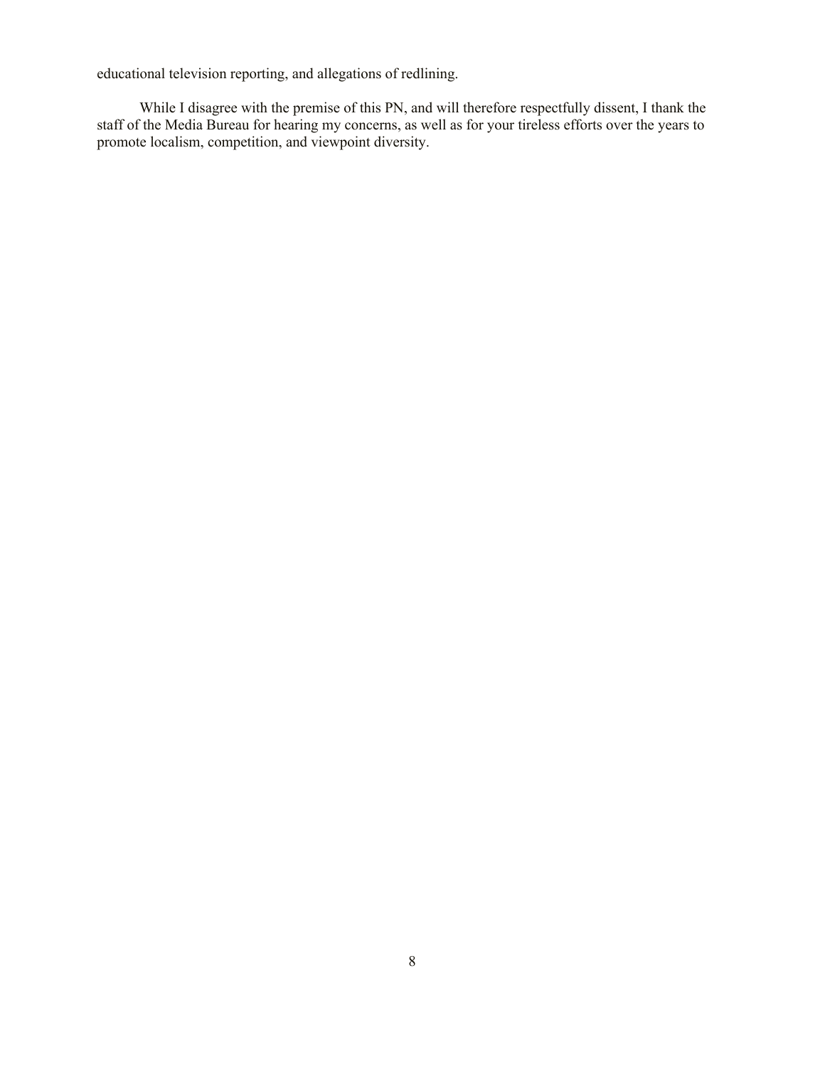educational television reporting, and allegations of redlining.

While I disagree with the premise of this PN, and will therefore respectfully dissent, I thank the staff of the Media Bureau for hearing my concerns, as well as for your tireless efforts over the years to promote localism, competition, and viewpoint diversity.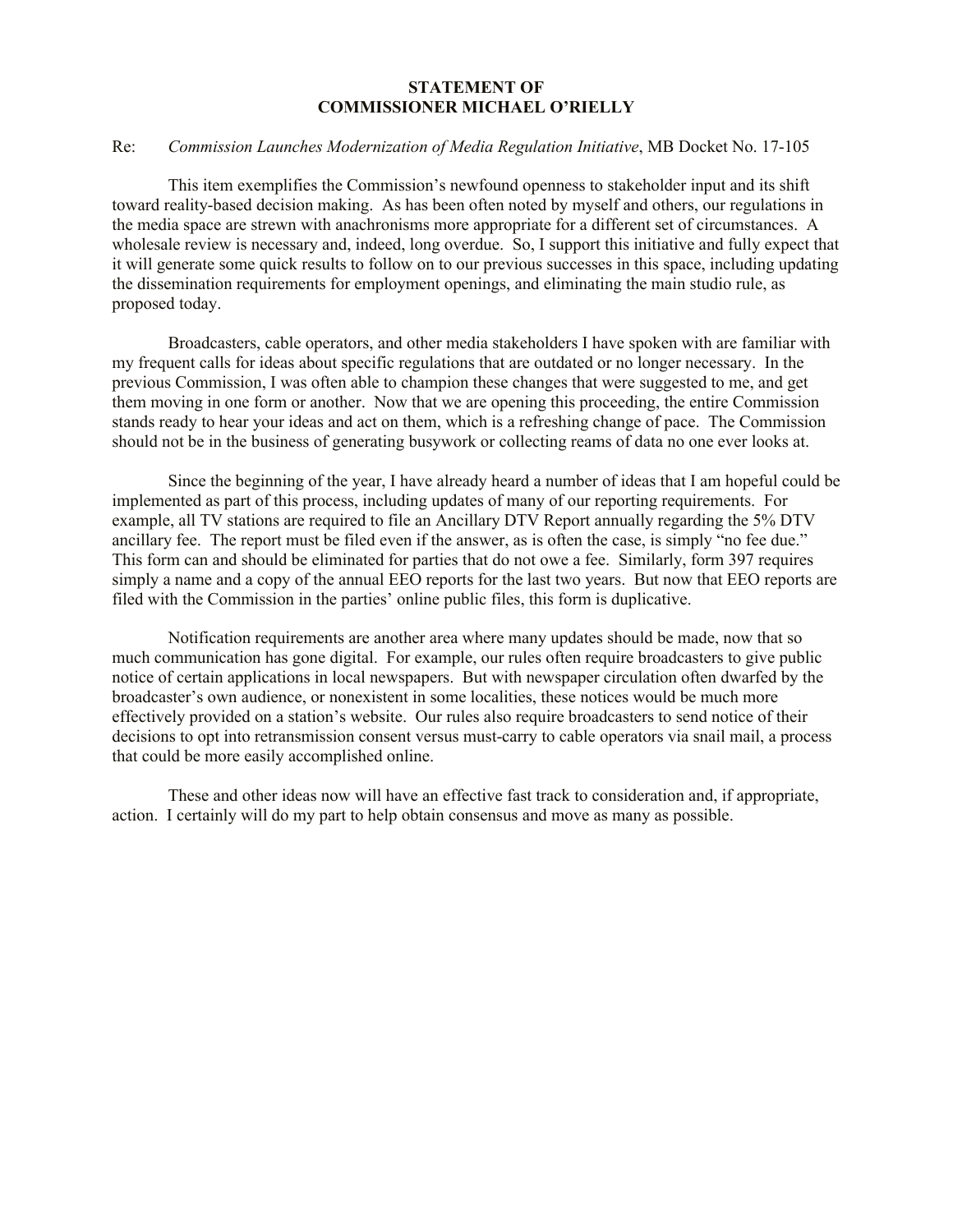**STATEMENT OF**
**COMMISSIONER MICHAEL O'RIELLY**

Re: *Commission Launches Modernization of Media Regulation Initiative*, MB Docket No. 17-105

This item exemplifies the Commission's newfound openness to stakeholder input and its shift toward reality-based decision making. As has been often noted by myself and others, our regulations in the media space are strewn with anachronisms more appropriate for a different set of circumstances. A wholesale review is necessary and, indeed, long overdue. So, I support this initiative and fully expect that it will generate some quick results to follow on to our previous successes in this space, including updating the dissemination requirements for employment openings, and eliminating the main studio rule, as proposed today.

Broadcasters, cable operators, and other media stakeholders I have spoken with are familiar with my frequent calls for ideas about specific regulations that are outdated or no longer necessary. In the previous Commission, I was often able to champion these changes that were suggested to me, and get them moving in one form or another. Now that we are opening this proceeding, the entire Commission stands ready to hear your ideas and act on them, which is a refreshing change of pace. The Commission should not be in the business of generating busywork or collecting reams of data no one ever looks at.

Since the beginning of the year, I have already heard a number of ideas that I am hopeful could be implemented as part of this process, including updates of many of our reporting requirements. For example, all TV stations are required to file an Ancillary DTV Report annually regarding the 5% DTV ancillary fee. The report must be filed even if the answer, as is often the case, is simply "no fee due." This form can and should be eliminated for parties that do not owe a fee. Similarly, form 397 requires simply a name and a copy of the annual EEO reports for the last two years. But now that EEO reports are filed with the Commission in the parties' online public files, this form is duplicative.

Notification requirements are another area where many updates should be made, now that so much communication has gone digital. For example, our rules often require broadcasters to give public notice of certain applications in local newspapers. But with newspaper circulation often dwarfed by the broadcaster's own audience, or nonexistent in some localities, these notices would be much more effectively provided on a station's website. Our rules also require broadcasters to send notice of their decisions to opt into retransmission consent versus must-carry to cable operators via snail mail, a process that could be more easily accomplished online.

These and other ideas now will have an effective fast track to consideration and, if appropriate, action. I certainly will do my part to help obtain consensus and move as many as possible.